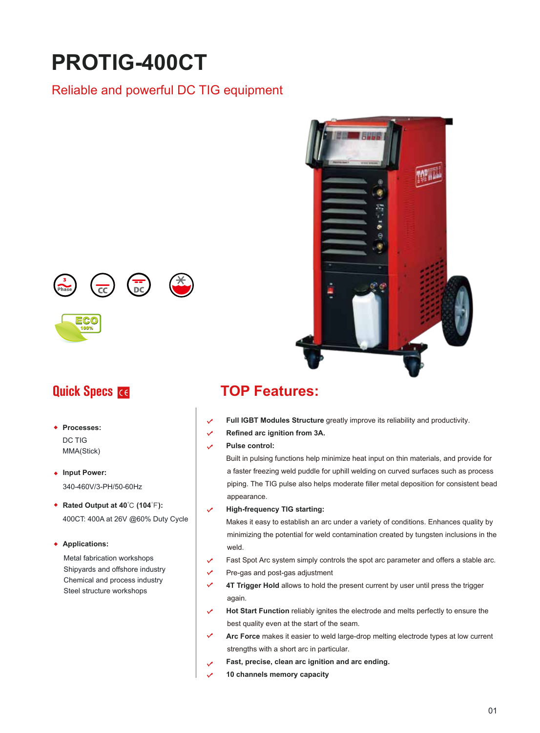# PROTIG-400CT

## Reliable and powerful DC TIG equipment

## Quick Specs

- **Processes:**
  DC TIG
  MMA(Stick)

- **Input Power:**
  340-460V/3-PH/50-60Hz

- **Rated Output at 40°C (104°F):**
  400CT: 400A at 26V @60% Duty Cycle

- **Applications:**
  Metal fabrication workshops
  Shipyards and offshore industry
  Chemical and process industry
  Steel structure workshops

## TOP Features:

- **Full IGBT Modules Structure** greatly improve its reliability and productivity.
- **Refined arc ignition from 3A.**
- **Pulse control:**
  Built in pulsing functions help minimize heat input on thin materials, and provide for a faster freezing weld puddle for uphill welding on curved surfaces such as process piping. The TIG pulse also helps moderate filler metal deposition for consistent bead appearance.
- **High-frequency TIG starting:**
  Makes it easy to establish an arc under a variety of conditions. Enhances quality by minimizing the potential for weld contamination created by tungsten inclusions in the weld.
- Fast Spot Arc system simply controls the spot arc parameter and offers a stable arc.
- Pre-gas and post-gas adjustment
- **4T Trigger Hold** allows to hold the present current by user until press the trigger again.
- **Hot Start Function** reliably ignites the electrode and melts perfectly to ensure the best quality even at the start of the seam.
- **Arc Force** makes it easier to weld large-drop melting electrode types at low current strengths with a short arc in particular.
- **Fast, precise, clean arc ignition and arc ending.**
- **10 channels memory capacity**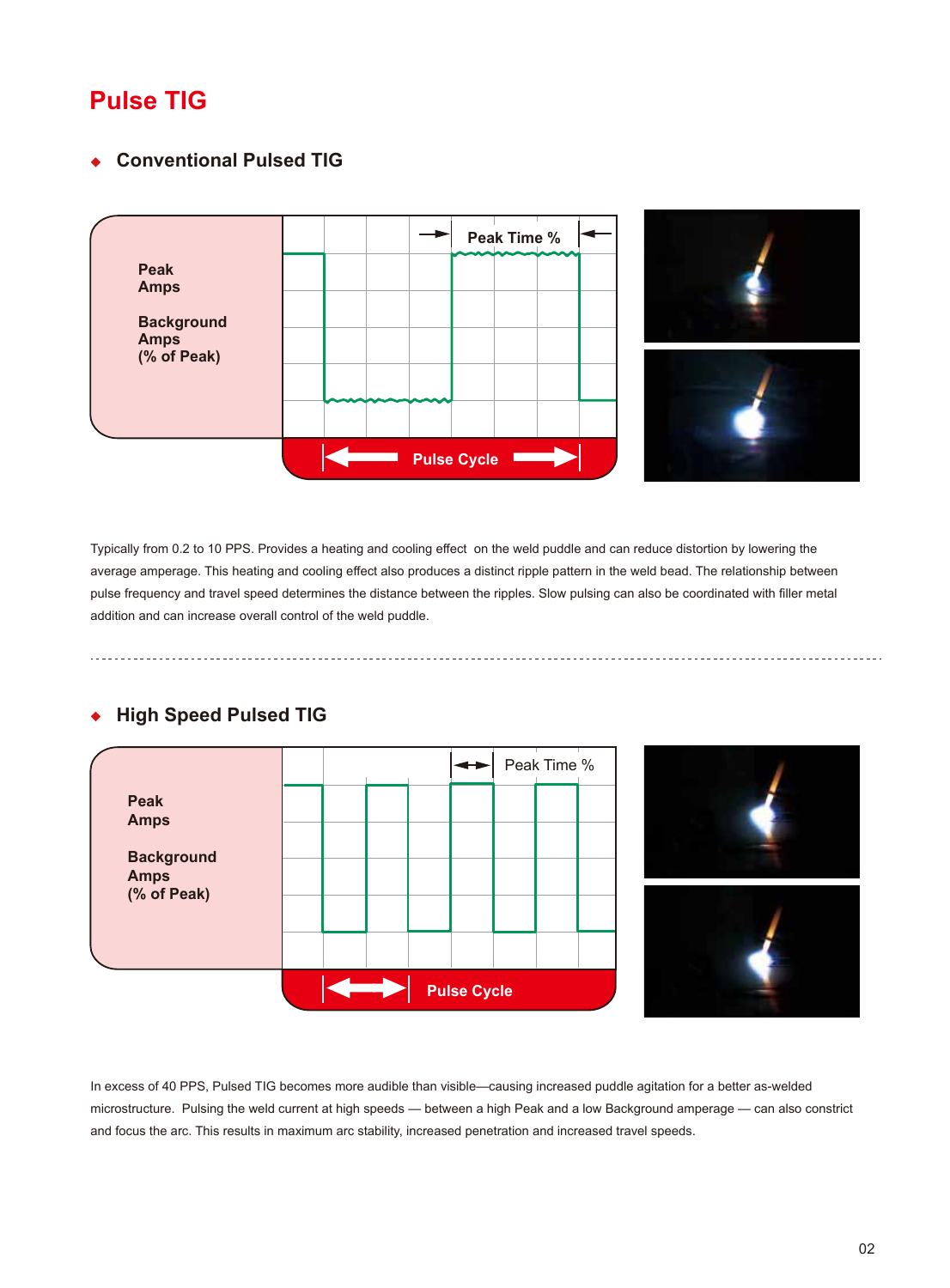# Pulse TIG

## Conventional Pulsed TIG

Peak Amps

Background Amps (% of Peak)

Peak Time %

Pulse Cycle

Typically from 0.2 to 10 PPS. Provides a heating and cooling effect on the weld puddle and can reduce distortion by lowering the average amperage. This heating and cooling effect also produces a distinct ripple pattern in the weld bead. The relationship between pulse frequency and travel speed determines the distance between the ripples. Slow pulsing can also be coordinated with filler metal addition and can increase overall control of the weld puddle.

---

## High Speed Pulsed TIG

Peak Amps

Background Amps (% of Peak)

Peak Time %

Pulse Cycle

In excess of 40 PPS, Pulsed TIG becomes more audible than visible—causing increased puddle agitation for a better as-welded microstructure. Pulsing the weld current at high speeds — between a high Peak and a low Background amperage — can also constrict and focus the arc. This results in maximum arc stability, increased penetration and increased travel speeds.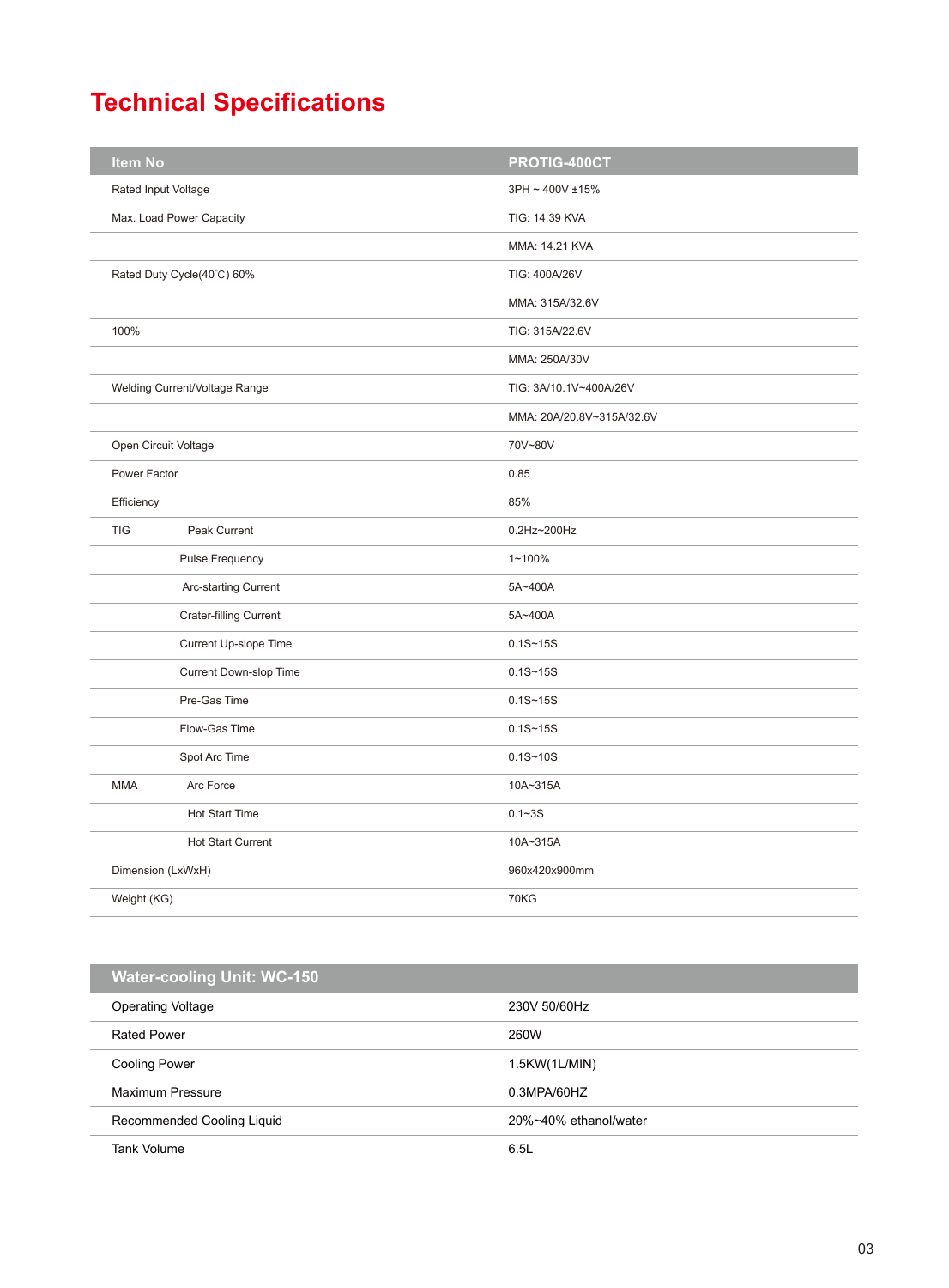# Technical Specifications

| Item No | | PROTIG-400CT |
| --- | --- | --- |
| Rated Input Voltage | | 3PH ~ 400V ±15% |
| Max. Load Power Capacity | | TIG: 14.39 KVA |
| | | MMA: 14.21 KVA |
| Rated Duty Cycle(40°C) 60% | | TIG: 400A/26V |
| | | MMA: 315A/32.6V |
| 100% | | TIG: 315A/22.6V |
| | | MMA: 250A/30V |
| Welding Current/Voltage Range | | TIG: 3A/10.1V~400A/26V |
| | | MMA: 20A/20.8V~315A/32.6V |
| Open Circuit Voltage | | 70V~80V |
| Power Factor | | 0.85 |
| Efficiency | | 85% |
| TIG | Peak Current | 0.2Hz~200Hz |
| | Pulse Frequency | 1~100% |
| | Arc-starting Current | 5A~400A |
| | Crater-filling Current | 5A~400A |
| | Current Up-slope Time | 0.1S~15S |
| | Current Down-slop Time | 0.1S~15S |
| | Pre-Gas Time | 0.1S~15S |
| | Flow-Gas Time | 0.1S~15S |
| | Spot Arc Time | 0.1S~10S |
| MMA | Arc Force | 10A~315A |
| | Hot Start Time | 0.1~3S |
| | Hot Start Current | 10A~315A |
| Dimension (LxWxH) | | 960x420x900mm |
| Weight (KG) | | 70KG |

| Water-cooling Unit: WC-150 | |
| --- | --- |
| Operating Voltage | 230V 50/60Hz |
| Rated Power | 260W |
| Cooling Power | 1.5KW(1L/MIN) |
| Maximum Pressure | 0.3MPA/60HZ |
| Recommended Cooling Liquid | 20%~40% ethanol/water |
| Tank Volume | 6.5L |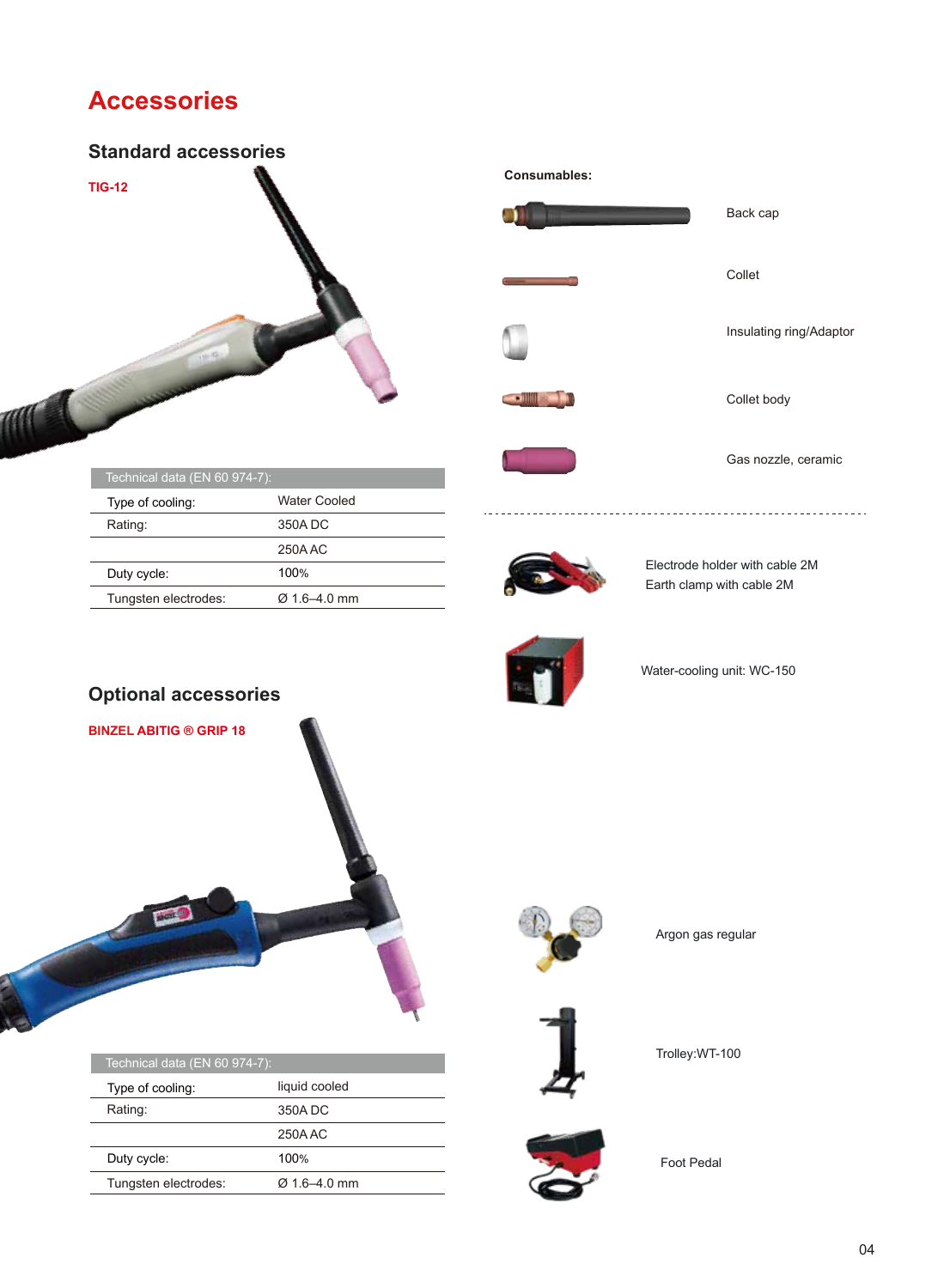# Accessories

## Standard accessories

**TIG-12**

| Technical data (EN 60 974-7): | |
| --- | --- |
| Type of cooling: | Water Cooled |
| Rating: | 350A DC |
| | 250A AC |
| Duty cycle: | 100% |
| Tungsten electrodes: | Ø 1.6–4.0 mm |

**Consumables:**

- Back cap
- Collet
- Insulating ring/Adaptor
- Collet body
- Gas nozzle, ceramic

Electrode holder with cable 2M
Earth clamp with cable 2M

Water-cooling unit: WC-150

## Optional accessories

**BINZEL ABITIG ® GRIP 18**

| Technical data (EN 60 974-7): | |
| --- | --- |
| Type of cooling: | liquid cooled |
| Rating: | 350A DC |
| | 250A AC |
| Duty cycle: | 100% |
| Tungsten electrodes: | Ø 1.6–4.0 mm |

Argon gas regular

Trolley:WT-100

Foot Pedal